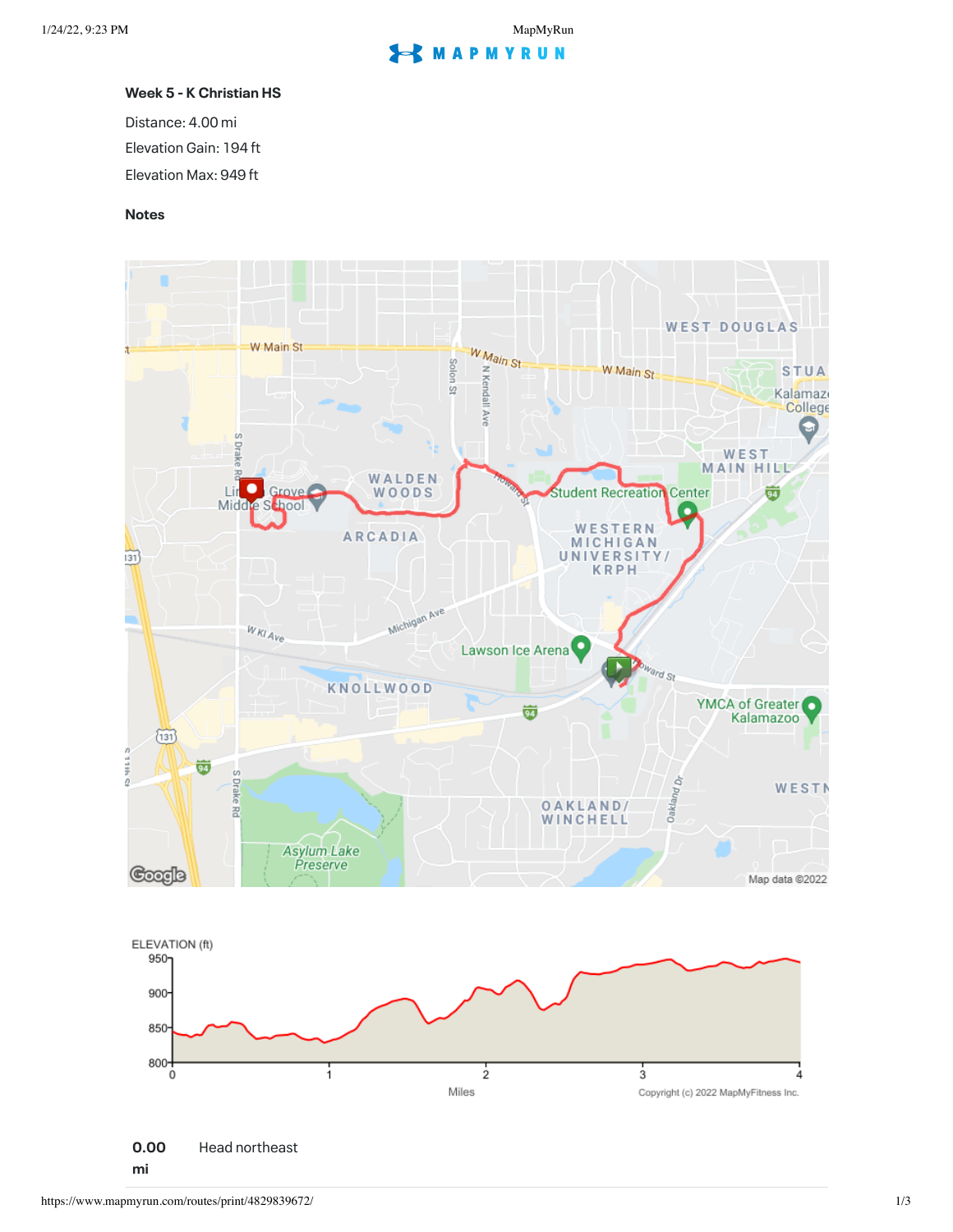# Week 5 - K Christian HS

Distance: 4.00 mi

Elevation Gain: 194 ft

Elevation Max: 949 ft

## Notes

**0.00 mi** Head northeast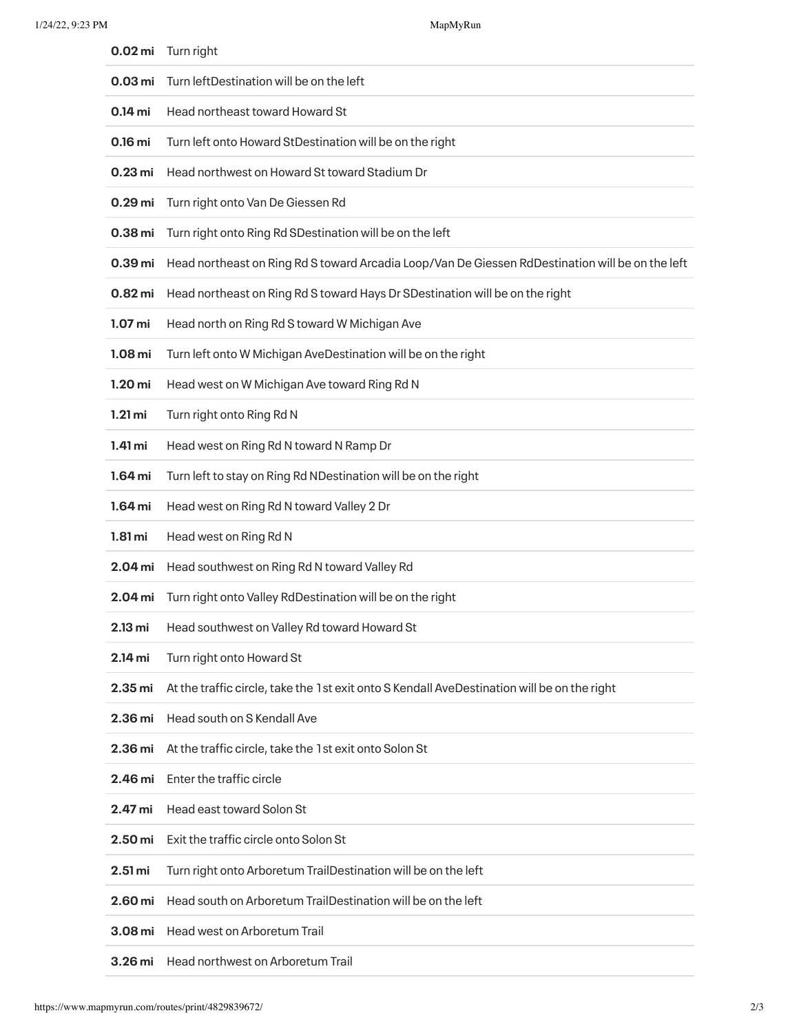| | |
|---|---|
| **0.02 mi** | Turn right |
| **0.03 mi** | Turn leftDestination will be on the left |
| **0.14 mi** | Head northeast toward Howard St |
| **0.16 mi** | Turn left onto Howard StDestination will be on the right |
| **0.23 mi** | Head northwest on Howard St toward Stadium Dr |
| **0.29 mi** | Turn right onto Van De Giessen Rd |
| **0.38 mi** | Turn right onto Ring Rd SDestination will be on the left |
| **0.39 mi** | Head northeast on Ring Rd S toward Arcadia Loop/Van De Giessen RdDestination will be on the left |
| **0.82 mi** | Head northeast on Ring Rd S toward Hays Dr SDestination will be on the right |
| **1.07 mi** | Head north on Ring Rd S toward W Michigan Ave |
| **1.08 mi** | Turn left onto W Michigan AveDestination will be on the right |
| **1.20 mi** | Head west on W Michigan Ave toward Ring Rd N |
| **1.21 mi** | Turn right onto Ring Rd N |
| **1.41 mi** | Head west on Ring Rd N toward N Ramp Dr |
| **1.64 mi** | Turn left to stay on Ring Rd NDestination will be on the right |
| **1.64 mi** | Head west on Ring Rd N toward Valley 2 Dr |
| **1.81 mi** | Head west on Ring Rd N |
| **2.04 mi** | Head southwest on Ring Rd N toward Valley Rd |
| **2.04 mi** | Turn right onto Valley RdDestination will be on the right |
| **2.13 mi** | Head southwest on Valley Rd toward Howard St |
| **2.14 mi** | Turn right onto Howard St |
| **2.35 mi** | At the traffic circle, take the 1st exit onto S Kendall AveDestination will be on the right |
| **2.36 mi** | Head south on S Kendall Ave |
| **2.36 mi** | At the traffic circle, take the 1st exit onto Solon St |
| **2.46 mi** | Enter the traffic circle |
| **2.47 mi** | Head east toward Solon St |
| **2.50 mi** | Exit the traffic circle onto Solon St |
| **2.51 mi** | Turn right onto Arboretum TrailDestination will be on the left |
| **2.60 mi** | Head south on Arboretum TrailDestination will be on the left |
| **3.08 mi** | Head west on Arboretum Trail |
| **3.26 mi** | Head northwest on Arboretum Trail |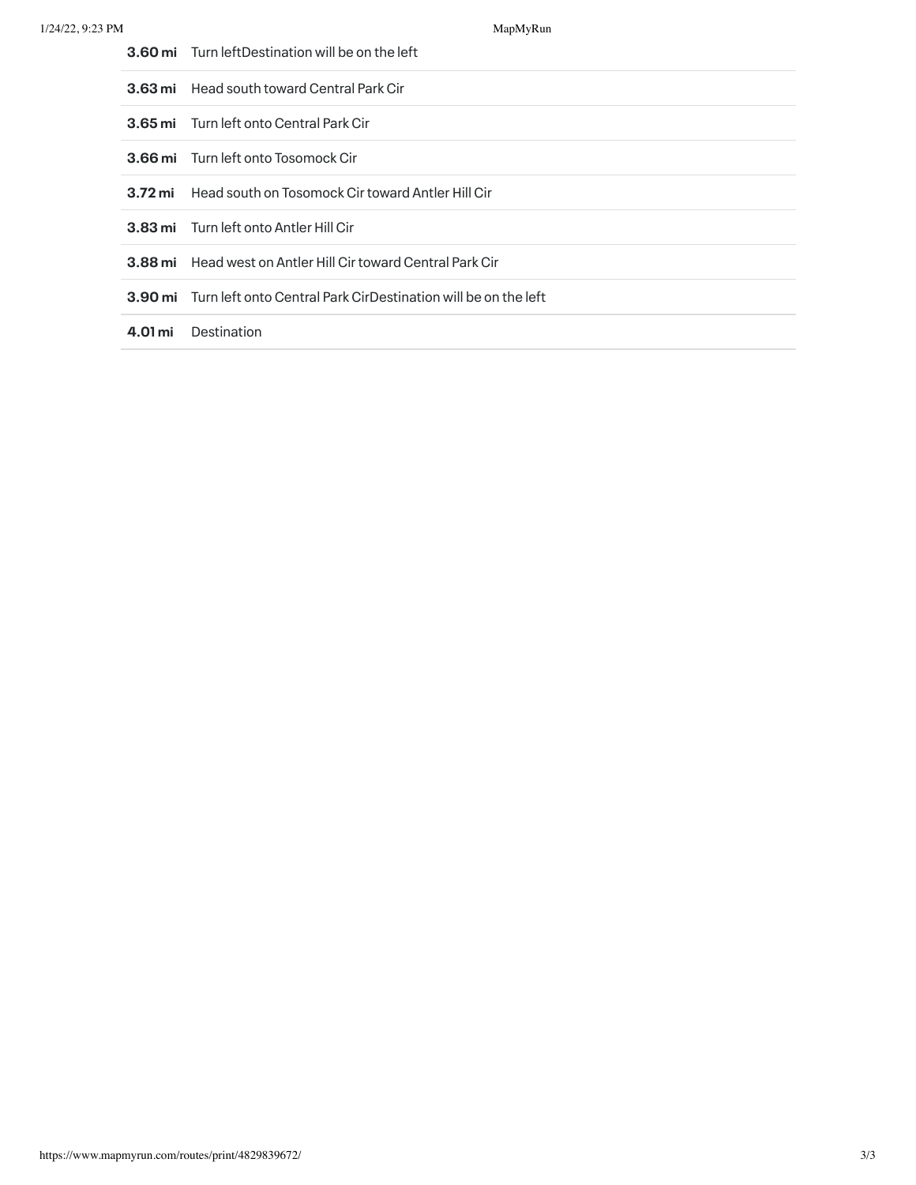| | |
|---|---|
| **3.60 mi** | Turn leftDestination will be on the left |
| **3.63 mi** | Head south toward Central Park Cir |
| **3.65 mi** | Turn left onto Central Park Cir |
| **3.66 mi** | Turn left onto Tosomock Cir |
| **3.72 mi** | Head south on Tosomock Cir toward Antler Hill Cir |
| **3.83 mi** | Turn left onto Antler Hill Cir |
| **3.88 mi** | Head west on Antler Hill Cir toward Central Park Cir |
| **3.90 mi** | Turn left onto Central Park CirDestination will be on the left |
| **4.01 mi** | Destination |